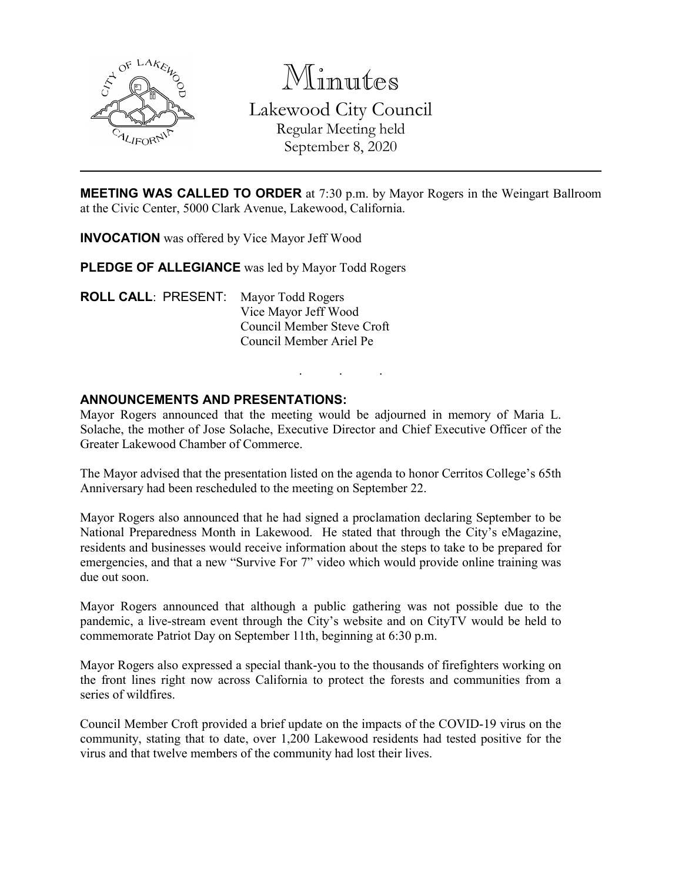# Minutes

## Lakewood City Council

Regular Meeting held
September 8, 2020

---

**MEETING WAS CALLED TO ORDER** at 7:30 p.m. by Mayor Rogers in the Weingart Ballroom at the Civic Center, 5000 Clark Avenue, Lakewood, California.

**INVOCATION** was offered by Vice Mayor Jeff Wood

**PLEDGE OF ALLEGIANCE** was led by Mayor Todd Rogers

**ROLL CALL**: PRESENT: Mayor Todd Rogers
Vice Mayor Jeff Wood
Council Member Steve Croft
Council Member Ariel Pe

. . .

**ANNOUNCEMENTS AND PRESENTATIONS:**

Mayor Rogers announced that the meeting would be adjourned in memory of Maria L. Solache, the mother of Jose Solache, Executive Director and Chief Executive Officer of the Greater Lakewood Chamber of Commerce.

The Mayor advised that the presentation listed on the agenda to honor Cerritos College's 65th Anniversary had been rescheduled to the meeting on September 22.

Mayor Rogers also announced that he had signed a proclamation declaring September to be National Preparedness Month in Lakewood. He stated that through the City's eMagazine, residents and businesses would receive information about the steps to take to be prepared for emergencies, and that a new "Survive For 7" video which would provide online training was due out soon.

Mayor Rogers announced that although a public gathering was not possible due to the pandemic, a live-stream event through the City's website and on CityTV would be held to commemorate Patriot Day on September 11th, beginning at 6:30 p.m.

Mayor Rogers also expressed a special thank-you to the thousands of firefighters working on the front lines right now across California to protect the forests and communities from a series of wildfires.

Council Member Croft provided a brief update on the impacts of the COVID-19 virus on the community, stating that to date, over 1,200 Lakewood residents had tested positive for the virus and that twelve members of the community had lost their lives.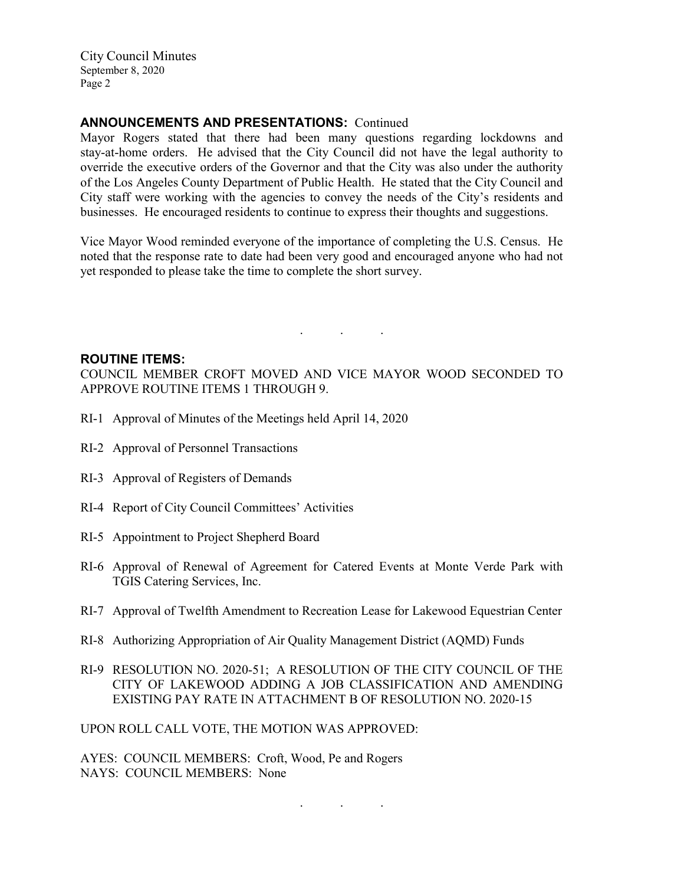## ANNOUNCEMENTS AND PRESENTATIONS: Continued

Mayor Rogers stated that there had been many questions regarding lockdowns and stay-at-home orders. He advised that the City Council did not have the legal authority to override the executive orders of the Governor and that the City was also under the authority of the Los Angeles County Department of Public Health. He stated that the City Council and City staff were working with the agencies to convey the needs of the City's residents and businesses. He encouraged residents to continue to express their thoughts and suggestions.

Vice Mayor Wood reminded everyone of the importance of completing the U.S. Census. He noted that the response rate to date had been very good and encouraged anyone who had not yet responded to please take the time to complete the short survey.

. . .

## ROUTINE ITEMS:

COUNCIL MEMBER CROFT MOVED AND VICE MAYOR WOOD SECONDED TO APPROVE ROUTINE ITEMS 1 THROUGH 9.

RI-1 Approval of Minutes of the Meetings held April 14, 2020

RI-2 Approval of Personnel Transactions

RI-3 Approval of Registers of Demands

RI-4 Report of City Council Committees' Activities

RI-5 Appointment to Project Shepherd Board

RI-6 Approval of Renewal of Agreement for Catered Events at Monte Verde Park with TGIS Catering Services, Inc.

RI-7 Approval of Twelfth Amendment to Recreation Lease for Lakewood Equestrian Center

RI-8 Authorizing Appropriation of Air Quality Management District (AQMD) Funds

RI-9 RESOLUTION NO. 2020-51; A RESOLUTION OF THE CITY COUNCIL OF THE CITY OF LAKEWOOD ADDING A JOB CLASSIFICATION AND AMENDING EXISTING PAY RATE IN ATTACHMENT B OF RESOLUTION NO. 2020-15

UPON ROLL CALL VOTE, THE MOTION WAS APPROVED:

AYES: COUNCIL MEMBERS: Croft, Wood, Pe and Rogers
NAYS: COUNCIL MEMBERS: None

. . .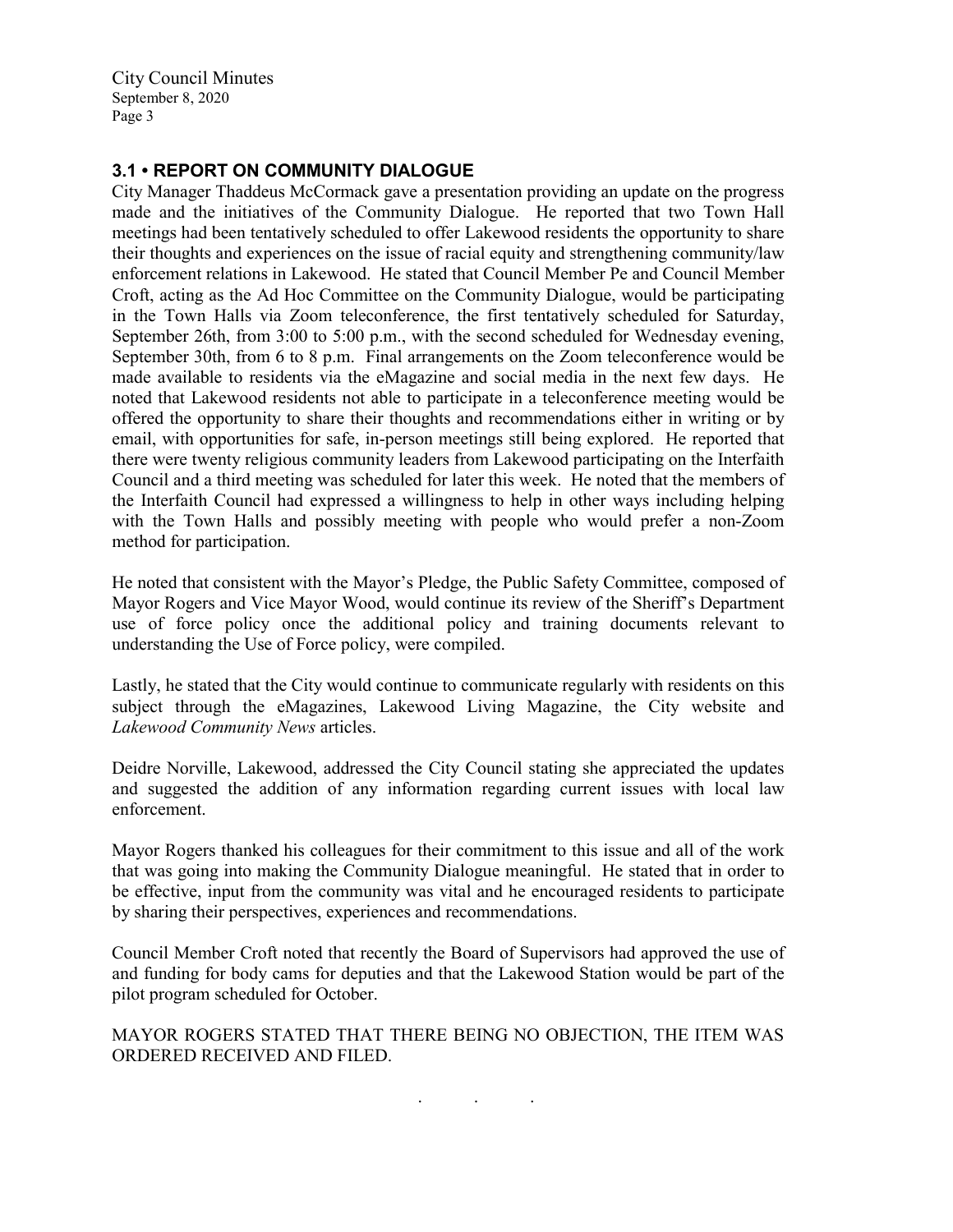### 3.1 • REPORT ON COMMUNITY DIALOGUE

City Manager Thaddeus McCormack gave a presentation providing an update on the progress made and the initiatives of the Community Dialogue. He reported that two Town Hall meetings had been tentatively scheduled to offer Lakewood residents the opportunity to share their thoughts and experiences on the issue of racial equity and strengthening community/law enforcement relations in Lakewood. He stated that Council Member Pe and Council Member Croft, acting as the Ad Hoc Committee on the Community Dialogue, would be participating in the Town Halls via Zoom teleconference, the first tentatively scheduled for Saturday, September 26th, from 3:00 to 5:00 p.m., with the second scheduled for Wednesday evening, September 30th, from 6 to 8 p.m. Final arrangements on the Zoom teleconference would be made available to residents via the eMagazine and social media in the next few days. He noted that Lakewood residents not able to participate in a teleconference meeting would be offered the opportunity to share their thoughts and recommendations either in writing or by email, with opportunities for safe, in-person meetings still being explored. He reported that there were twenty religious community leaders from Lakewood participating on the Interfaith Council and a third meeting was scheduled for later this week. He noted that the members of the Interfaith Council had expressed a willingness to help in other ways including helping with the Town Halls and possibly meeting with people who would prefer a non-Zoom method for participation.

He noted that consistent with the Mayor's Pledge, the Public Safety Committee, composed of Mayor Rogers and Vice Mayor Wood, would continue its review of the Sheriff's Department use of force policy once the additional policy and training documents relevant to understanding the Use of Force policy, were compiled.

Lastly, he stated that the City would continue to communicate regularly with residents on this subject through the eMagazines, Lakewood Living Magazine, the City website and *Lakewood Community News* articles.

Deidre Norville, Lakewood, addressed the City Council stating she appreciated the updates and suggested the addition of any information regarding current issues with local law enforcement.

Mayor Rogers thanked his colleagues for their commitment to this issue and all of the work that was going into making the Community Dialogue meaningful. He stated that in order to be effective, input from the community was vital and he encouraged residents to participate by sharing their perspectives, experiences and recommendations.

Council Member Croft noted that recently the Board of Supervisors had approved the use of and funding for body cams for deputies and that the Lakewood Station would be part of the pilot program scheduled for October.

MAYOR ROGERS STATED THAT THERE BEING NO OBJECTION, THE ITEM WAS ORDERED RECEIVED AND FILED.

. . .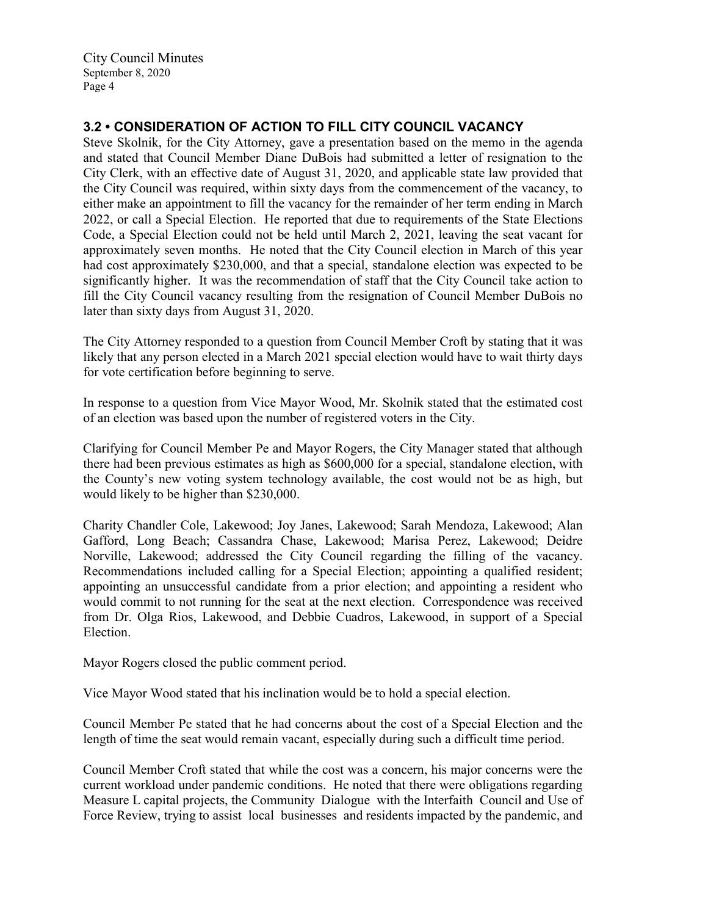### 3.2 • CONSIDERATION OF ACTION TO FILL CITY COUNCIL VACANCY

Steve Skolnik, for the City Attorney, gave a presentation based on the memo in the agenda and stated that Council Member Diane DuBois had submitted a letter of resignation to the City Clerk, with an effective date of August 31, 2020, and applicable state law provided that the City Council was required, within sixty days from the commencement of the vacancy, to either make an appointment to fill the vacancy for the remainder of her term ending in March 2022, or call a Special Election. He reported that due to requirements of the State Elections Code, a Special Election could not be held until March 2, 2021, leaving the seat vacant for approximately seven months. He noted that the City Council election in March of this year had cost approximately $230,000, and that a special, standalone election was expected to be significantly higher. It was the recommendation of staff that the City Council take action to fill the City Council vacancy resulting from the resignation of Council Member DuBois no later than sixty days from August 31, 2020.

The City Attorney responded to a question from Council Member Croft by stating that it was likely that any person elected in a March 2021 special election would have to wait thirty days for vote certification before beginning to serve.

In response to a question from Vice Mayor Wood, Mr. Skolnik stated that the estimated cost of an election was based upon the number of registered voters in the City.

Clarifying for Council Member Pe and Mayor Rogers, the City Manager stated that although there had been previous estimates as high as $600,000 for a special, standalone election, with the County's new voting system technology available, the cost would not be as high, but would likely to be higher than $230,000.

Charity Chandler Cole, Lakewood; Joy Janes, Lakewood; Sarah Mendoza, Lakewood; Alan Gafford, Long Beach; Cassandra Chase, Lakewood; Marisa Perez, Lakewood; Deidre Norville, Lakewood; addressed the City Council regarding the filling of the vacancy. Recommendations included calling for a Special Election; appointing a qualified resident; appointing an unsuccessful candidate from a prior election; and appointing a resident who would commit to not running for the seat at the next election. Correspondence was received from Dr. Olga Rios, Lakewood, and Debbie Cuadros, Lakewood, in support of a Special Election.

Mayor Rogers closed the public comment period.

Vice Mayor Wood stated that his inclination would be to hold a special election.

Council Member Pe stated that he had concerns about the cost of a Special Election and the length of time the seat would remain vacant, especially during such a difficult time period.

Council Member Croft stated that while the cost was a concern, his major concerns were the current workload under pandemic conditions. He noted that there were obligations regarding Measure L capital projects, the Community Dialogue with the Interfaith Council and Use of Force Review, trying to assist local businesses and residents impacted by the pandemic, and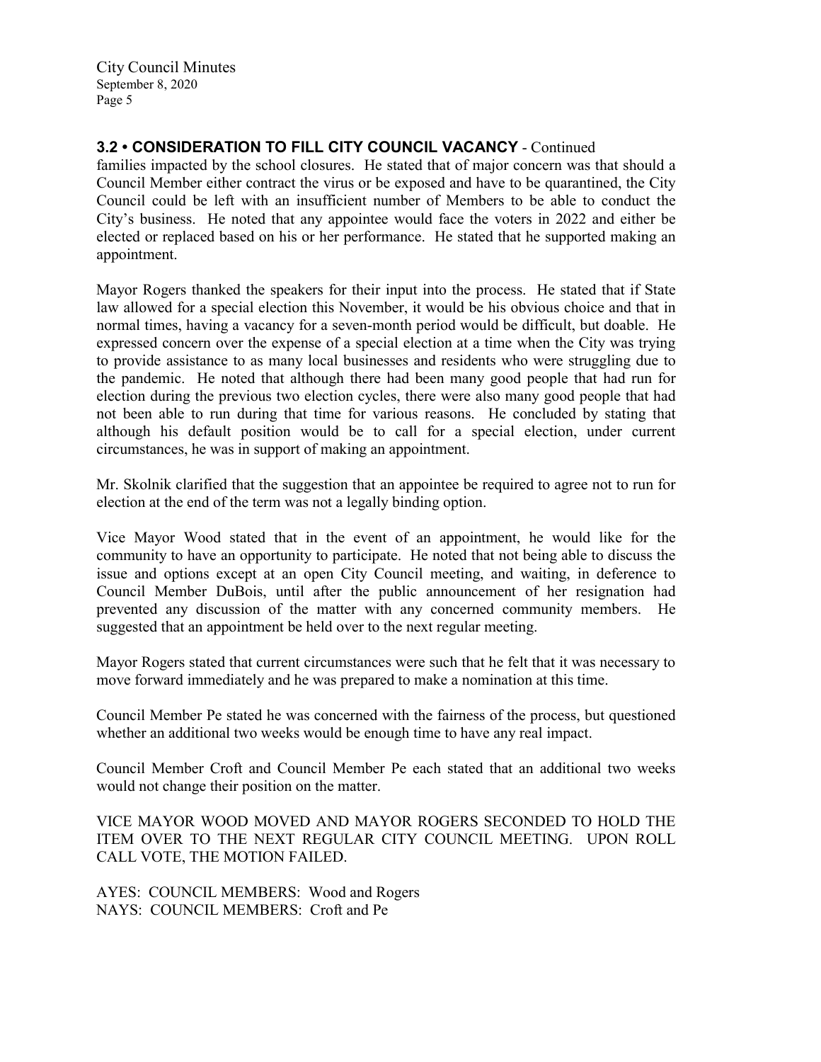### 3.2 • CONSIDERATION TO FILL CITY COUNCIL VACANCY - Continued

families impacted by the school closures. He stated that of major concern was that should a Council Member either contract the virus or be exposed and have to be quarantined, the City Council could be left with an insufficient number of Members to be able to conduct the City's business. He noted that any appointee would face the voters in 2022 and either be elected or replaced based on his or her performance. He stated that he supported making an appointment.

Mayor Rogers thanked the speakers for their input into the process. He stated that if State law allowed for a special election this November, it would be his obvious choice and that in normal times, having a vacancy for a seven-month period would be difficult, but doable. He expressed concern over the expense of a special election at a time when the City was trying to provide assistance to as many local businesses and residents who were struggling due to the pandemic. He noted that although there had been many good people that had run for election during the previous two election cycles, there were also many good people that had not been able to run during that time for various reasons. He concluded by stating that although his default position would be to call for a special election, under current circumstances, he was in support of making an appointment.

Mr. Skolnik clarified that the suggestion that an appointee be required to agree not to run for election at the end of the term was not a legally binding option.

Vice Mayor Wood stated that in the event of an appointment, he would like for the community to have an opportunity to participate. He noted that not being able to discuss the issue and options except at an open City Council meeting, and waiting, in deference to Council Member DuBois, until after the public announcement of her resignation had prevented any discussion of the matter with any concerned community members. He suggested that an appointment be held over to the next regular meeting.

Mayor Rogers stated that current circumstances were such that he felt that it was necessary to move forward immediately and he was prepared to make a nomination at this time.

Council Member Pe stated he was concerned with the fairness of the process, but questioned whether an additional two weeks would be enough time to have any real impact.

Council Member Croft and Council Member Pe each stated that an additional two weeks would not change their position on the matter.

VICE MAYOR WOOD MOVED AND MAYOR ROGERS SECONDED TO HOLD THE ITEM OVER TO THE NEXT REGULAR CITY COUNCIL MEETING. UPON ROLL CALL VOTE, THE MOTION FAILED.

AYES: COUNCIL MEMBERS: Wood and Rogers
NAYS: COUNCIL MEMBERS: Croft and Pe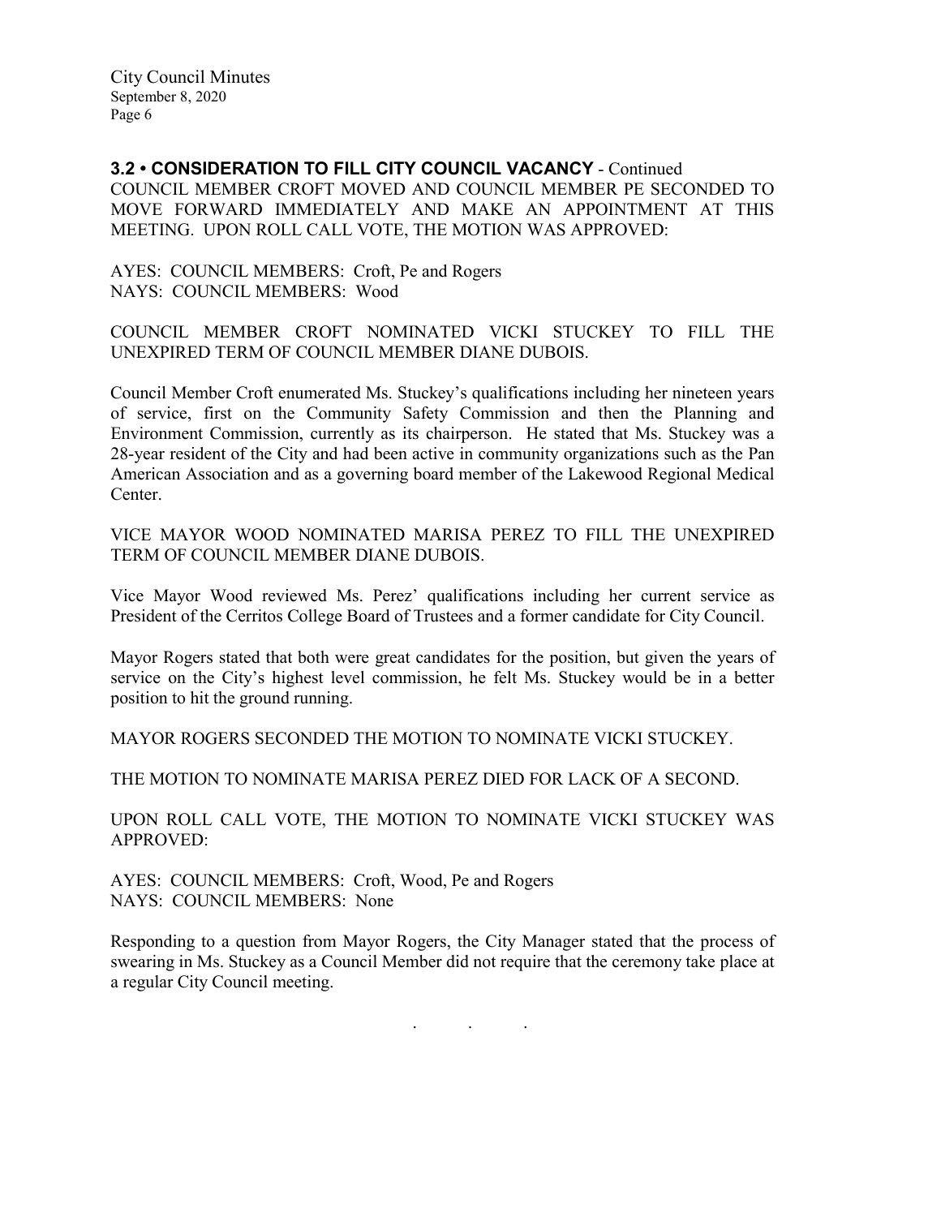**3.2 • CONSIDERATION TO FILL CITY COUNCIL VACANCY** - Continued

COUNCIL MEMBER CROFT MOVED AND COUNCIL MEMBER PE SECONDED TO MOVE FORWARD IMMEDIATELY AND MAKE AN APPOINTMENT AT THIS MEETING. UPON ROLL CALL VOTE, THE MOTION WAS APPROVED:

AYES: COUNCIL MEMBERS: Croft, Pe and Rogers
NAYS: COUNCIL MEMBERS: Wood

COUNCIL MEMBER CROFT NOMINATED VICKI STUCKEY TO FILL THE UNEXPIRED TERM OF COUNCIL MEMBER DIANE DUBOIS.

Council Member Croft enumerated Ms. Stuckey's qualifications including her nineteen years of service, first on the Community Safety Commission and then the Planning and Environment Commission, currently as its chairperson. He stated that Ms. Stuckey was a 28-year resident of the City and had been active in community organizations such as the Pan American Association and as a governing board member of the Lakewood Regional Medical Center.

VICE MAYOR WOOD NOMINATED MARISA PEREZ TO FILL THE UNEXPIRED TERM OF COUNCIL MEMBER DIANE DUBOIS.

Vice Mayor Wood reviewed Ms. Perez' qualifications including her current service as President of the Cerritos College Board of Trustees and a former candidate for City Council.

Mayor Rogers stated that both were great candidates for the position, but given the years of service on the City's highest level commission, he felt Ms. Stuckey would be in a better position to hit the ground running.

MAYOR ROGERS SECONDED THE MOTION TO NOMINATE VICKI STUCKEY.

THE MOTION TO NOMINATE MARISA PEREZ DIED FOR LACK OF A SECOND.

UPON ROLL CALL VOTE, THE MOTION TO NOMINATE VICKI STUCKEY WAS APPROVED:

AYES: COUNCIL MEMBERS: Croft, Wood, Pe and Rogers
NAYS: COUNCIL MEMBERS: None

Responding to a question from Mayor Rogers, the City Manager stated that the process of swearing in Ms. Stuckey as a Council Member did not require that the ceremony take place at a regular City Council meeting.

. . .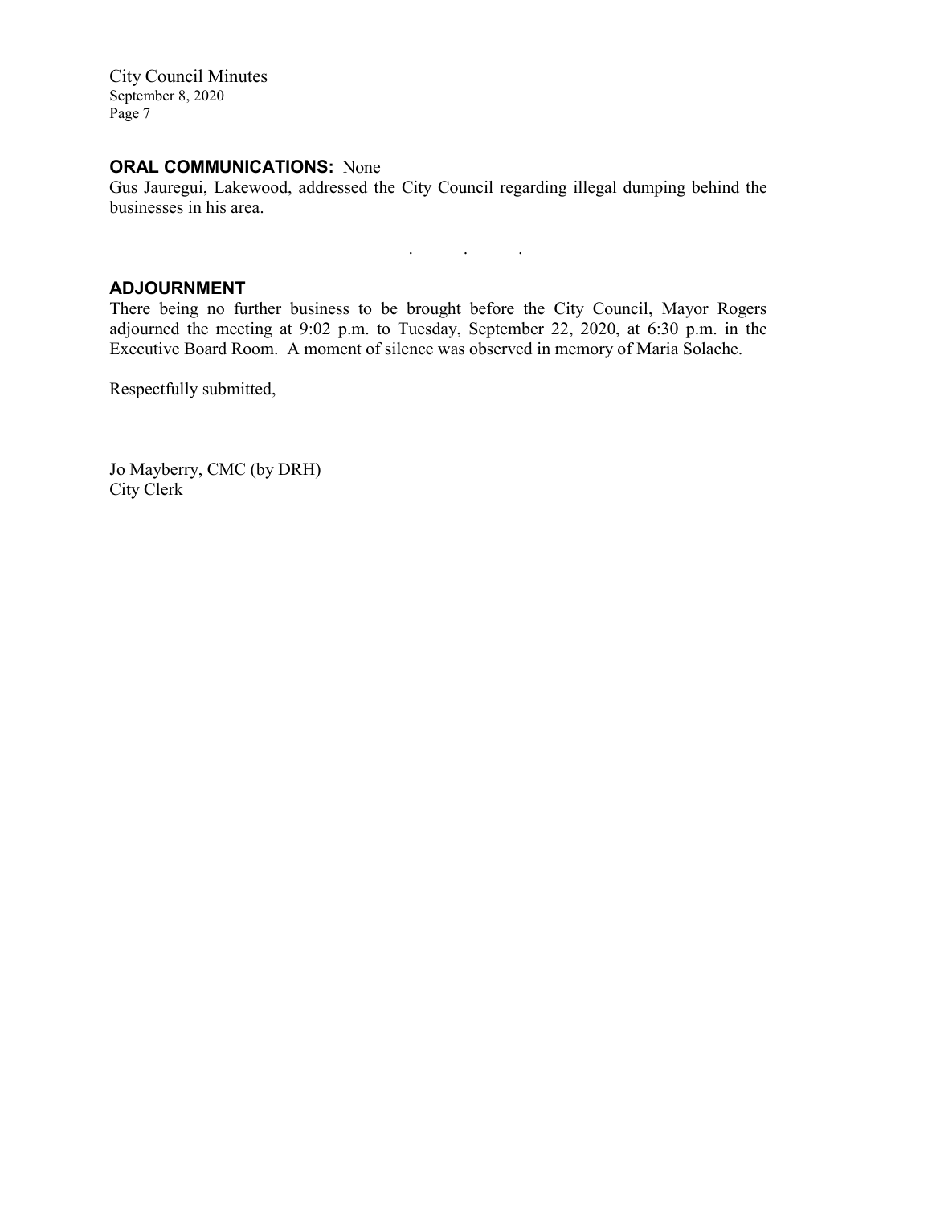## ORAL COMMUNICATIONS: None

Gus Jauregui, Lakewood, addressed the City Council regarding illegal dumping behind the businesses in his area.

. . .

## ADJOURNMENT

There being no further business to be brought before the City Council, Mayor Rogers adjourned the meeting at 9:02 p.m. to Tuesday, September 22, 2020, at 6:30 p.m. in the Executive Board Room. A moment of silence was observed in memory of Maria Solache.

Respectfully submitted,

Jo Mayberry, CMC (by DRH)
City Clerk